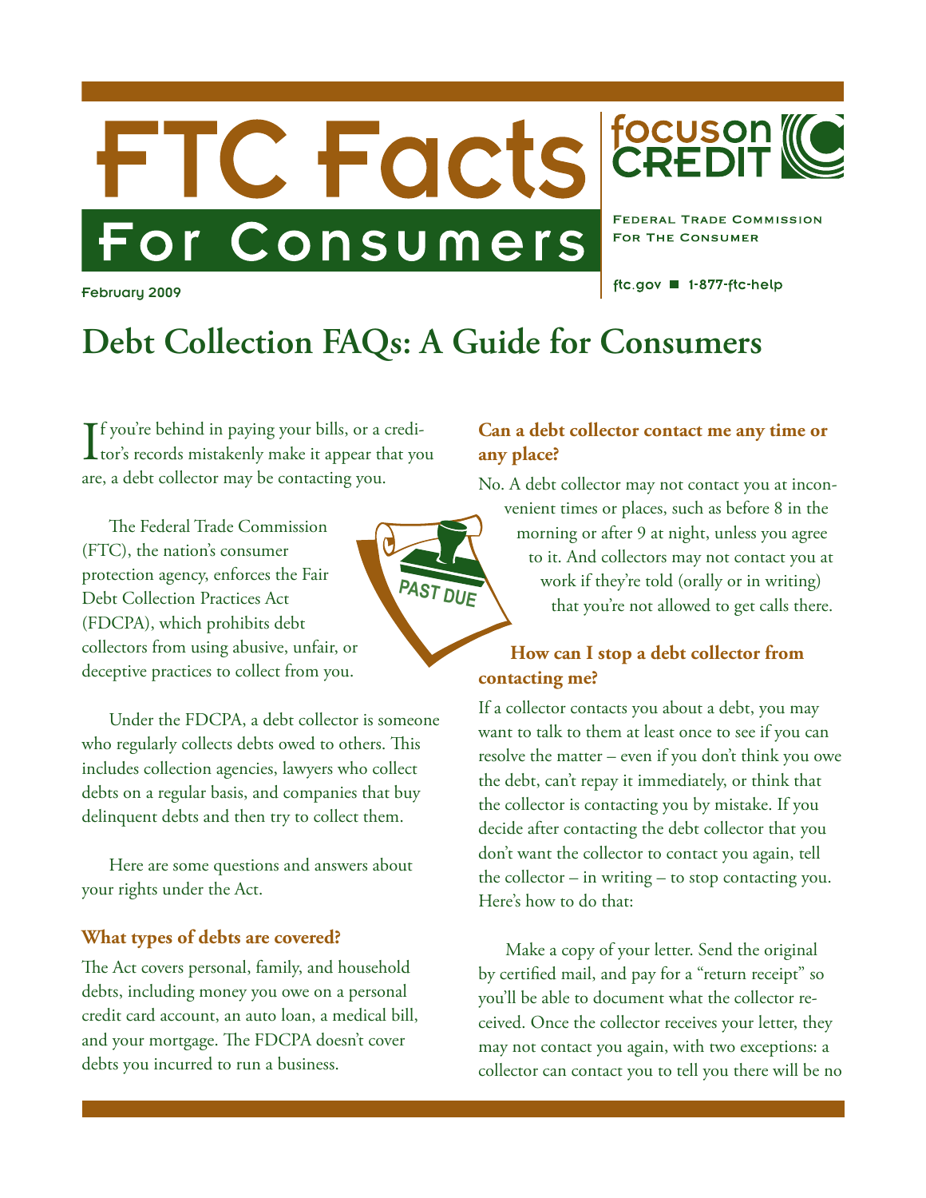# FTC Facts For Consumers

**focus on CREDIT**

Federal Trade Commission
For The Consumer

ftc.gov ■ 1-877-ftc-help

February 2009

## Debt Collection FAQs: A Guide for Consumers

If you're behind in paying your bills, or a creditor's records mistakenly make it appear that you are, a debt collector may be contacting you.

The Federal Trade Commission (FTC), the nation's consumer protection agency, enforces the Fair Debt Collection Practices Act (FDCPA), which prohibits debt collectors from using abusive, unfair, or deceptive practices to collect from you.

Under the FDCPA, a debt collector is someone who regularly collects debts owed to others. This includes collection agencies, lawyers who collect debts on a regular basis, and companies that buy delinquent debts and then try to collect them.

Here are some questions and answers about your rights under the Act.

### What types of debts are covered?

The Act covers personal, family, and household debts, including money you owe on a personal credit card account, an auto loan, a medical bill, and your mortgage. The FDCPA doesn't cover debts you incurred to run a business.

### Can a debt collector contact me any time or any place?

No. A debt collector may not contact you at inconvenient times or places, such as before 8 in the morning or after 9 at night, unless you agree to it. And collectors may not contact you at work if they're told (orally or in writing) that you're not allowed to get calls there.

### How can I stop a debt collector from contacting me?

If a collector contacts you about a debt, you may want to talk to them at least once to see if you can resolve the matter – even if you don't think you owe the debt, can't repay it immediately, or think that the collector is contacting you by mistake. If you decide after contacting the debt collector that you don't want the collector to contact you again, tell the collector – in writing – to stop contacting you. Here's how to do that:

Make a copy of your letter. Send the original by certified mail, and pay for a "return receipt" so you'll be able to document what the collector received. Once the collector receives your letter, they may not contact you again, with two exceptions: a collector can contact you to tell you there will be no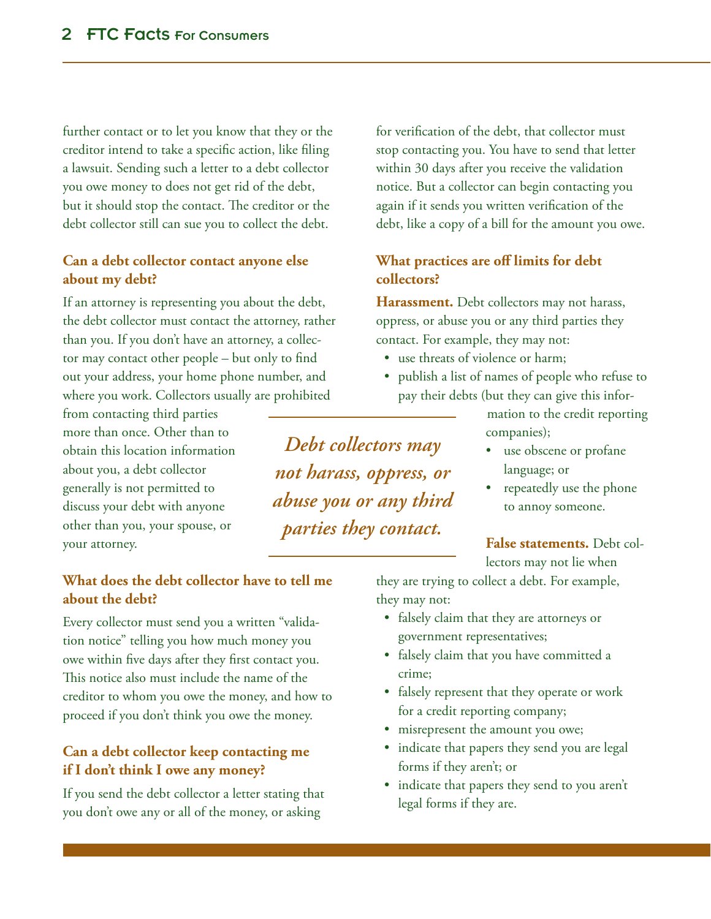further contact or to let you know that they or the creditor intend to take a specific action, like filing a lawsuit. Sending such a letter to a debt collector you owe money to does not get rid of the debt, but it should stop the contact. The creditor or the debt collector still can sue you to collect the debt.

### Can a debt collector contact anyone else about my debt?

If an attorney is representing you about the debt, the debt collector must contact the attorney, rather than you. If you don't have an attorney, a collector may contact other people – but only to find out your address, your home phone number, and where you work. Collectors usually are prohibited from contacting third parties more than once. Other than to obtain this location information about you, a debt collector generally is not permitted to discuss your debt with anyone other than you, your spouse, or your attorney.

*Debt collectors may not harass, oppress, or abuse you or any third parties they contact.*

### What does the debt collector have to tell me about the debt?

Every collector must send you a written "validation notice" telling you how much money you owe within five days after they first contact you. This notice also must include the name of the creditor to whom you owe the money, and how to proceed if you don't think you owe the money.

### Can a debt collector keep contacting me if I don't think I owe any money?

If you send the debt collector a letter stating that you don't owe any or all of the money, or asking for verification of the debt, that collector must stop contacting you. You have to send that letter within 30 days after you receive the validation notice. But a collector can begin contacting you again if it sends you written verification of the debt, like a copy of a bill for the amount you owe.

### What practices are off limits for debt collectors?

**Harassment.** Debt collectors may not harass, oppress, or abuse you or any third parties they contact. For example, they may not:

- use threats of violence or harm;
- publish a list of names of people who refuse to pay their debts (but they can give this information to the credit reporting companies);
- use obscene or profane language; or
- repeatedly use the phone to annoy someone.

**False statements.** Debt collectors may not lie when they are trying to collect a debt. For example, they may not:

- falsely claim that they are attorneys or government representatives;
- falsely claim that you have committed a crime;
- falsely represent that they operate or work for a credit reporting company;
- misrepresent the amount you owe;
- indicate that papers they send you are legal forms if they aren't; or
- indicate that papers they send to you aren't legal forms if they are.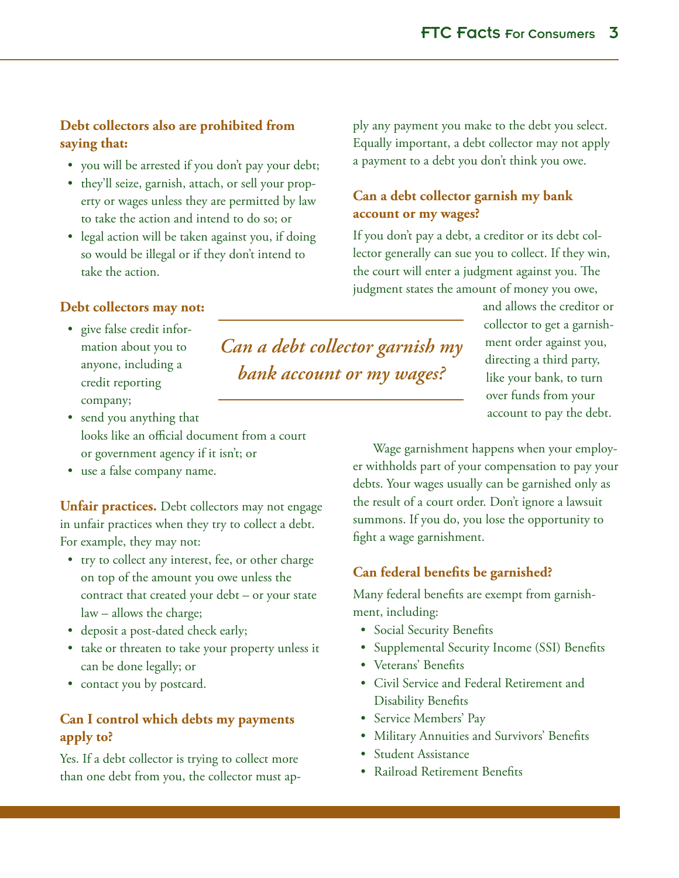**Debt collectors also are prohibited from saying that:**

- you will be arrested if you don't pay your debt;
- they'll seize, garnish, attach, or sell your property or wages unless they are permitted by law to take the action and intend to do so; or
- legal action will be taken against you, if doing so would be illegal or if they don't intend to take the action.

**Debt collectors may not:**

- give false credit information about you to anyone, including a credit reporting company;
- send you anything that looks like an official document from a court or government agency if it isn't; or
- use a false company name.

**Unfair practices.** Debt collectors may not engage in unfair practices when they try to collect a debt. For example, they may not:

- try to collect any interest, fee, or other charge on top of the amount you owe unless the contract that created your debt – or your state law – allows the charge;
- deposit a post-dated check early;
- take or threaten to take your property unless it can be done legally; or
- contact you by postcard.

### Can I control which debts my payments apply to?

Yes. If a debt collector is trying to collect more than one debt from you, the collector must apply any payment you make to the debt you select. Equally important, a debt collector may not apply a payment to a debt you don't think you owe.

### Can a debt collector garnish my bank account or my wages?

If you don't pay a debt, a creditor or its debt collector generally can sue you to collect. If they win, the court will enter a judgment against you. The judgment states the amount of money you owe, and allows the creditor or collector to get a garnishment order against you, directing a third party, like your bank, to turn over funds from your account to pay the debt.

*Can a debt collector garnish my bank account or my wages?*

Wage garnishment happens when your employer withholds part of your compensation to pay your debts. Your wages usually can be garnished only as the result of a court order. Don't ignore a lawsuit summons. If you do, you lose the opportunity to fight a wage garnishment.

### Can federal benefits be garnished?

Many federal benefits are exempt from garnishment, including:

- Social Security Benefits
- Supplemental Security Income (SSI) Benefits
- Veterans' Benefits
- Civil Service and Federal Retirement and Disability Benefits
- Service Members' Pay
- Military Annuities and Survivors' Benefits
- Student Assistance
- Railroad Retirement Benefits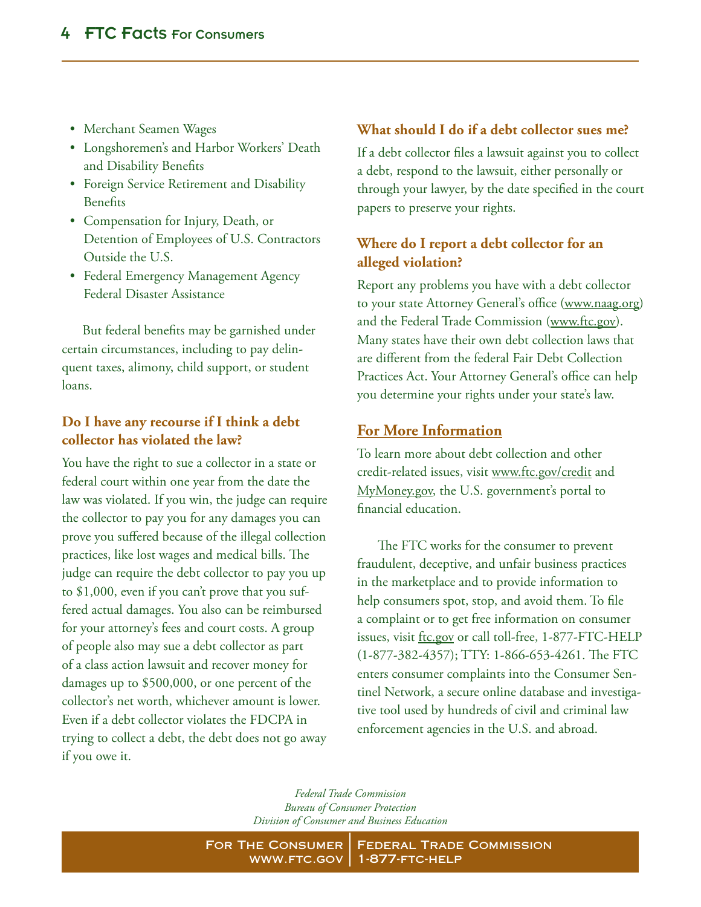- Merchant Seamen Wages
- Longshoremen's and Harbor Workers' Death and Disability Benefits
- Foreign Service Retirement and Disability Benefits
- Compensation for Injury, Death, or Detention of Employees of U.S. Contractors Outside the U.S.
- Federal Emergency Management Agency Federal Disaster Assistance

But federal benefits may be garnished under certain circumstances, including to pay delinquent taxes, alimony, child support, or student loans.

### Do I have any recourse if I think a debt collector has violated the law?

You have the right to sue a collector in a state or federal court within one year from the date the law was violated. If you win, the judge can require the collector to pay you for any damages you can prove you suffered because of the illegal collection practices, like lost wages and medical bills. The judge can require the debt collector to pay you up to $1,000, even if you can't prove that you suffered actual damages. You also can be reimbursed for your attorney's fees and court costs. A group of people also may sue a debt collector as part of a class action lawsuit and recover money for damages up to $500,000, or one percent of the collector's net worth, whichever amount is lower. Even if a debt collector violates the FDCPA in trying to collect a debt, the debt does not go away if you owe it.

### What should I do if a debt collector sues me?

If a debt collector files a lawsuit against you to collect a debt, respond to the lawsuit, either personally or through your lawyer, by the date specified in the court papers to preserve your rights.

### Where do I report a debt collector for an alleged violation?

Report any problems you have with a debt collector to your state Attorney General's office (www.naag.org) and the Federal Trade Commission (www.ftc.gov). Many states have their own debt collection laws that are different from the federal Fair Debt Collection Practices Act. Your Attorney General's office can help you determine your rights under your state's law.

## For More Information

To learn more about debt collection and other credit-related issues, visit www.ftc.gov/credit and MyMoney.gov, the U.S. government's portal to financial education.

The FTC works for the consumer to prevent fraudulent, deceptive, and unfair business practices in the marketplace and to provide information to help consumers spot, stop, and avoid them. To file a complaint or to get free information on consumer issues, visit ftc.gov or call toll-free, 1-877-FTC-HELP (1-877-382-4357); TTY: 1-866-653-4261. The FTC enters consumer complaints into the Consumer Sentinel Network, a secure online database and investigative tool used by hundreds of civil and criminal law enforcement agencies in the U.S. and abroad.

*Federal Trade Commission*
*Bureau of Consumer Protection*
*Division of Consumer and Business Education*

For The Consumer | Federal Trade Commission
www.ftc.gov | 1-877-ftc-help